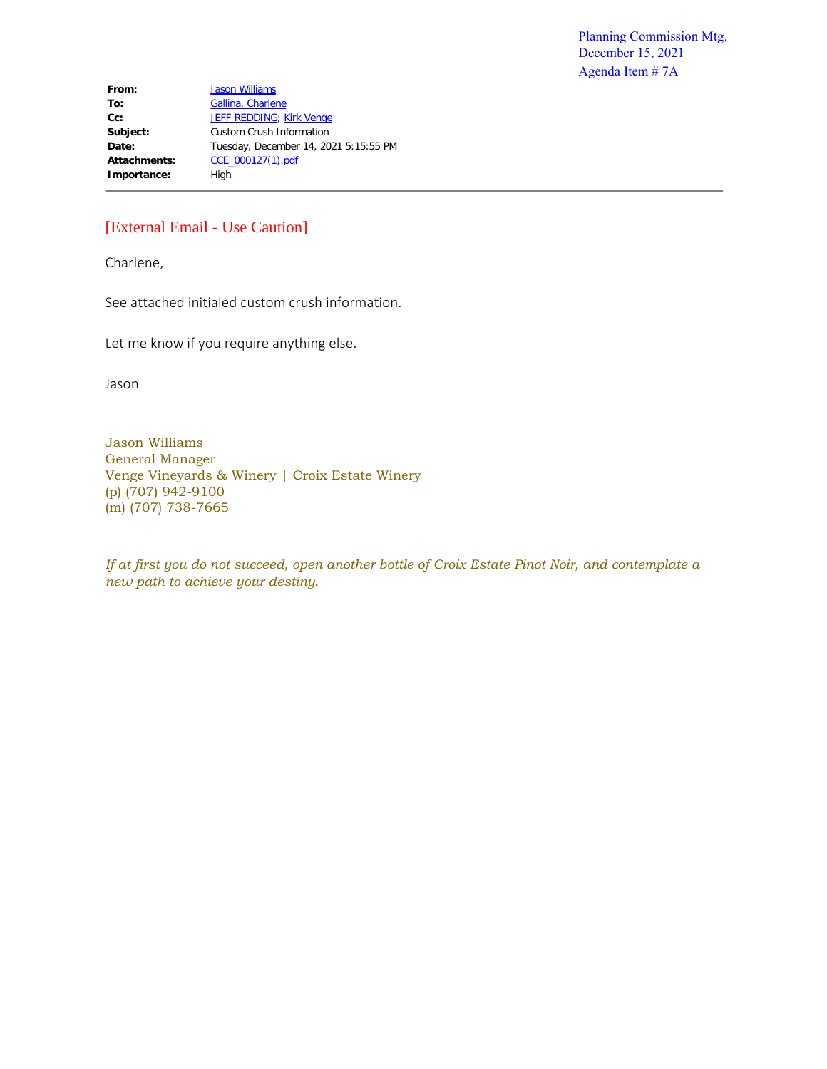Planning Commission Mtg.
December 15, 2021
Agenda Item # 7A

| | |
|---|---|
| **From:** | Jason Williams |
| **To:** | Gallina, Charlene |
| **Cc:** | JEFF REDDING; Kirk Venge |
| **Subject:** | Custom Crush Information |
| **Date:** | Tuesday, December 14, 2021 5:15:55 PM |
| **Attachments:** | CCE_000127(1).pdf |
| **Importance:** | High |

---

[External Email - Use Caution]

Charlene,

See attached initialed custom crush information.

Let me know if you require anything else.

Jason

Jason Williams
General Manager
Venge Vineyards & Winery | Croix Estate Winery
(p) (707) 942-9100
(m) (707) 738-7665

*If at first you do not succeed, open another bottle of Croix Estate Pinot Noir, and contemplate a new path to achieve your destiny.*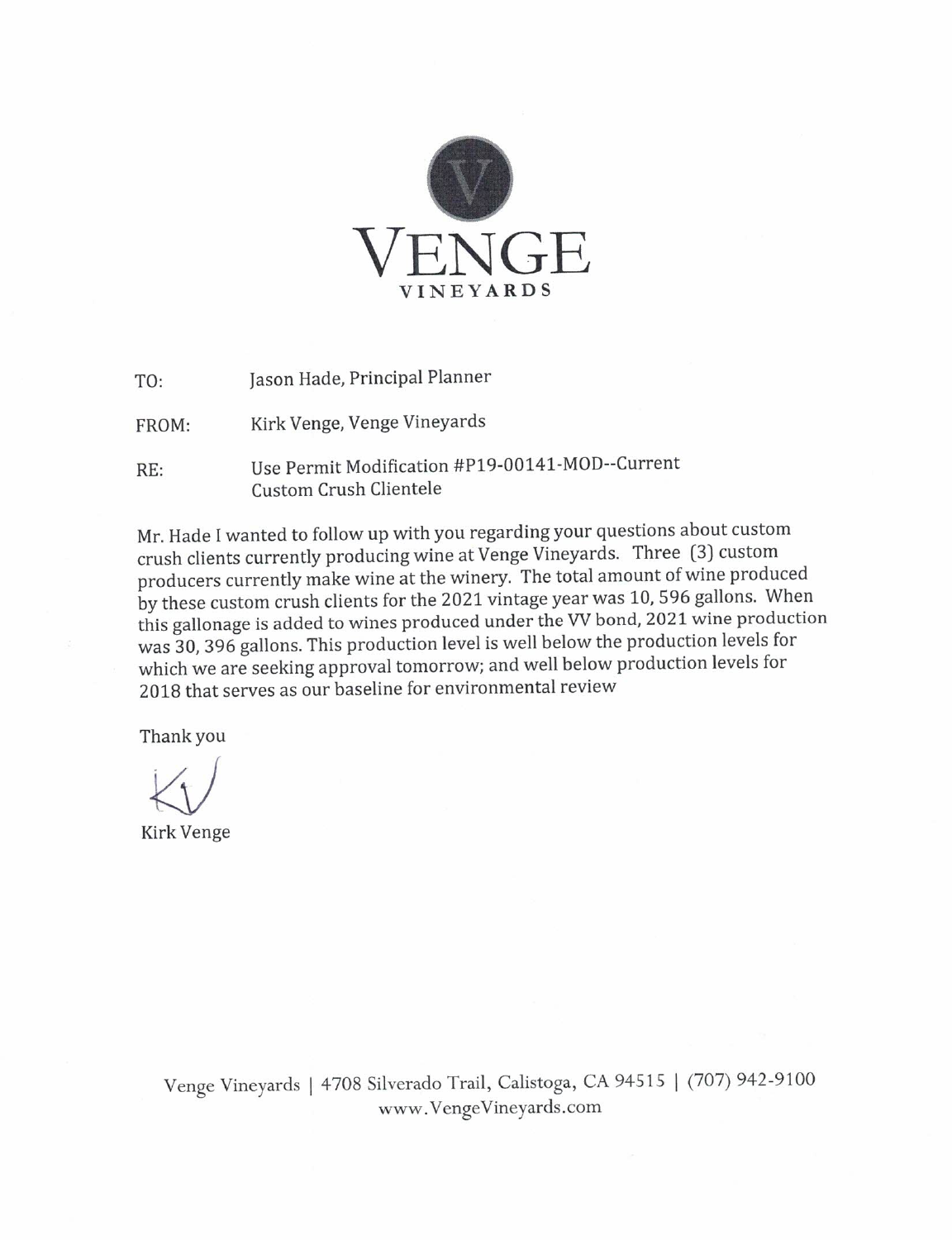# VENGE

VINEYARDS

TO: Jason Hade, Principal Planner

FROM: Kirk Venge, Venge Vineyards

RE: Use Permit Modification #P19-00141-MOD--Current Custom Crush Clientele

Mr. Hade I wanted to follow up with you regarding your questions about custom crush clients currently producing wine at Venge Vineyards. Three (3) custom producers currently make wine at the winery. The total amount of wine produced by these custom crush clients for the 2021 vintage year was 10, 596 gallons. When this gallonage is added to wines produced under the VV bond, 2021 wine production was 30, 396 gallons. This production level is well below the production levels for which we are seeking approval tomorrow; and well below production levels for 2018 that serves as our baseline for environmental review

Thank you

KV

Kirk Venge

Venge Vineyards | 4708 Silverado Trail, Calistoga, CA 94515 | (707) 942-9100
www.VengeVineyards.com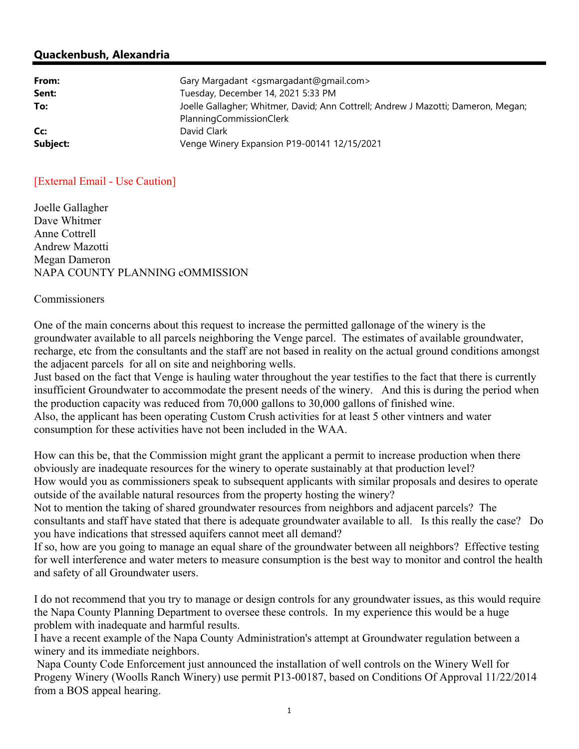## Quackenbush, Alexandria

| | |
|---|---|
| **From:** | Gary Margadant <gsmargadant@gmail.com> |
| **Sent:** | Tuesday, December 14, 2021 5:33 PM |
| **To:** | Joelle Gallagher; Whitmer, David; Ann Cottrell; Andrew J Mazotti; Dameron, Megan; PlanningCommissionClerk |
| **Cc:** | David Clark |
| **Subject:** | Venge Winery Expansion P19-00141 12/15/2021 |

[External Email - Use Caution]

Joelle Gallagher
Dave Whitmer
Anne Cottrell
Andrew Mazotti
Megan Dameron
NAPA COUNTY PLANNING cOMMISSION

Commissioners

One of the main concerns about this request to increase the permitted gallonage of the winery is the groundwater available to all parcels neighboring the Venge parcel. The estimates of available groundwater, recharge, etc from the consultants and the staff are not based in reality on the actual ground conditions amongst the adjacent parcels for all on site and neighboring wells.
Just based on the fact that Venge is hauling water throughout the year testifies to the fact that there is currently insufficient Groundwater to accommodate the present needs of the winery. And this is during the period when the production capacity was reduced from 70,000 gallons to 30,000 gallons of finished wine.
Also, the applicant has been operating Custom Crush activities for at least 5 other vintners and water consumption for these activities have not been included in the WAA.

How can this be, that the Commission might grant the applicant a permit to increase production when there obviously are inadequate resources for the winery to operate sustainably at that production level?
How would you as commissioners speak to subsequent applicants with similar proposals and desires to operate outside of the available natural resources from the property hosting the winery?
Not to mention the taking of shared groundwater resources from neighbors and adjacent parcels? The consultants and staff have stated that there is adequate groundwater available to all. Is this really the case? Do you have indications that stressed aquifers cannot meet all demand?
If so, how are you going to manage an equal share of the groundwater between all neighbors? Effective testing for well interference and water meters to measure consumption is the best way to monitor and control the health and safety of all Groundwater users.

I do not recommend that you try to manage or design controls for any groundwater issues, as this would require the Napa County Planning Department to oversee these controls. In my experience this would be a huge problem with inadequate and harmful results.
I have a recent example of the Napa County Administration's attempt at Groundwater regulation between a winery and its immediate neighbors.
Napa County Code Enforcement just announced the installation of well controls on the Winery Well for Progeny Winery (Woolls Ranch Winery) use permit P13-00187, based on Conditions Of Approval 11/22/2014 from a BOS appeal hearing.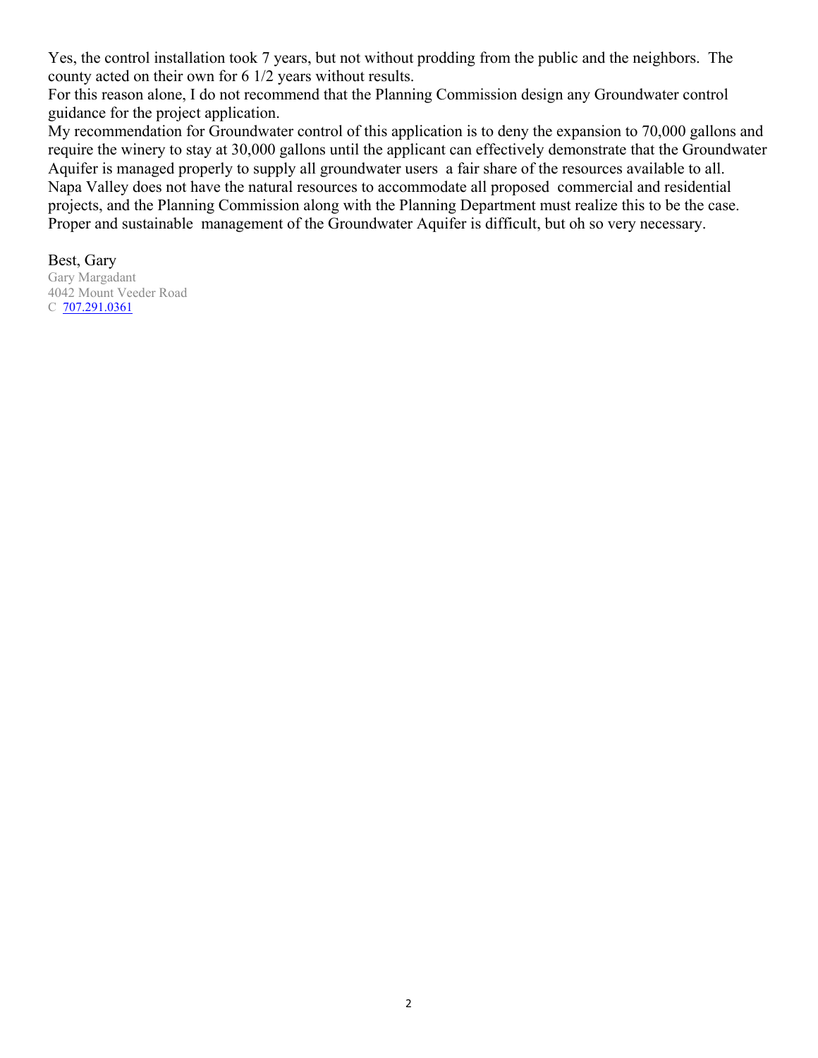Yes, the control installation took 7 years, but not without prodding from the public and the neighbors. The county acted on their own for 6 1/2 years without results.
For this reason alone, I do not recommend that the Planning Commission design any Groundwater control guidance for the project application.
My recommendation for Groundwater control of this application is to deny the expansion to 70,000 gallons and require the winery to stay at 30,000 gallons until the applicant can effectively demonstrate that the Groundwater Aquifer is managed properly to supply all groundwater users a fair share of the resources available to all.
Napa Valley does not have the natural resources to accommodate all proposed commercial and residential projects, and the Planning Commission along with the Planning Department must realize this to be the case.
Proper and sustainable management of the Groundwater Aquifer is difficult, but oh so very necessary.

Best, Gary
Gary Margadant
4042 Mount Veeder Road
C 707.291.0361